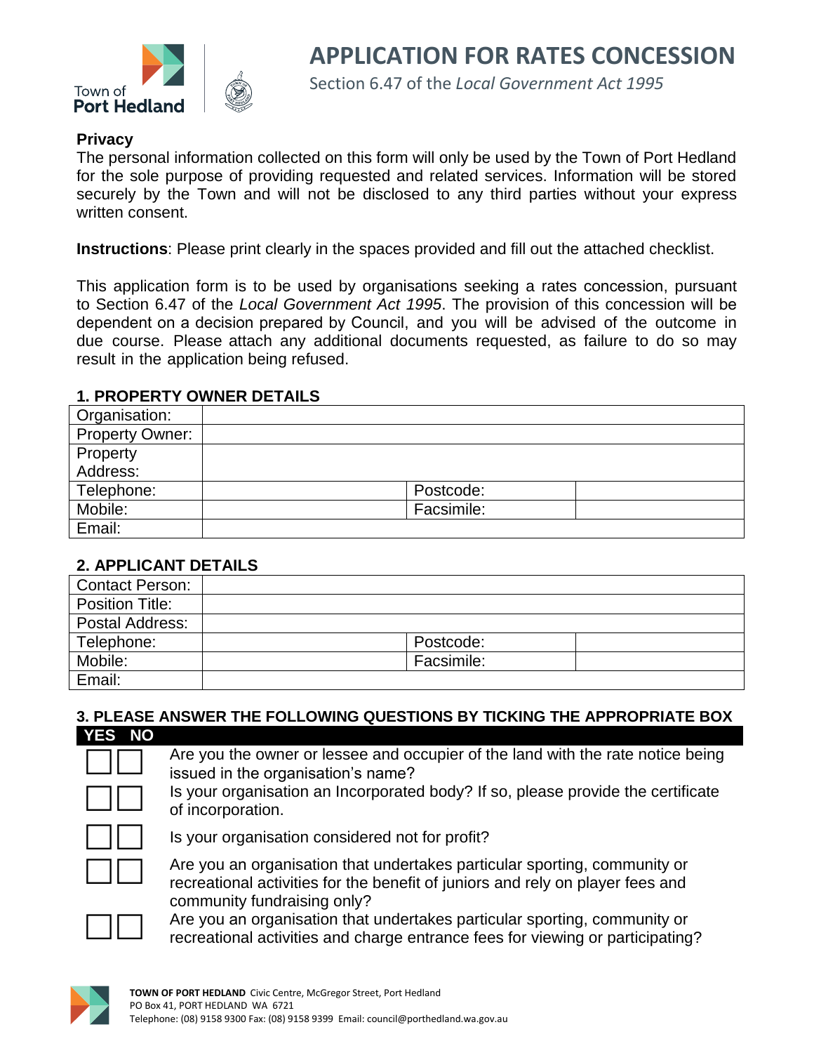# APPLICATION FOR RATES CONCESSION

Section 6.47 of the *Local Government Act 1995*

**Privacy**
The personal information collected on this form will only be used by the Town of Port Hedland for the sole purpose of providing requested and related services. Information will be stored securely by the Town and will not be disclosed to any third parties without your express written consent.

**Instructions**: Please print clearly in the spaces provided and fill out the attached checklist.

This application form is to be used by organisations seeking a rates concession, pursuant to Section 6.47 of the *Local Government Act 1995*. The provision of this concession will be dependent on a decision prepared by Council, and you will be advised of the outcome in due course. Please attach any additional documents requested, as failure to do so may result in the application being refused.

## 1. PROPERTY OWNER DETAILS

| Organisation: | | | |
|---|---|---|---|
| Property Owner: | | | |
| Property Address: | | | |
| Telephone: | | Postcode: | |
| Mobile: | | Facsimile: | |
| Email: | | | |

## 2. APPLICANT DETAILS

| Contact Person: | | | |
|---|---|---|---|
| Position Title: | | | |
| Postal Address: | | | |
| Telephone: | | Postcode: | |
| Mobile: | | Facsimile: | |
| Email: | | | |

## 3. PLEASE ANSWER THE FOLLOWING QUESTIONS BY TICKING THE APPROPRIATE BOX

| YES | NO | |
|---|---|---|
| ☐ | ☐ | Are you the owner or lessee and occupier of the land with the rate notice being issued in the organisation's name? |
| ☐ | ☐ | Is your organisation an Incorporated body? If so, please provide the certificate of incorporation. |
| ☐ | ☐ | Is your organisation considered not for profit? |
| ☐ | ☐ | Are you an organisation that undertakes particular sporting, community or recreational activities for the benefit of juniors and rely on player fees and community fundraising only? |
| ☐ | ☐ | Are you an organisation that undertakes particular sporting, community or recreational activities and charge entrance fees for viewing or participating? |

**TOWN OF PORT HEDLAND** Civic Centre, McGregor Street, Port Hedland
PO Box 41, PORT HEDLAND WA 6721
Telephone: (08) 9158 9300 Fax: (08) 9158 9399 Email: council@porthedland.wa.gov.au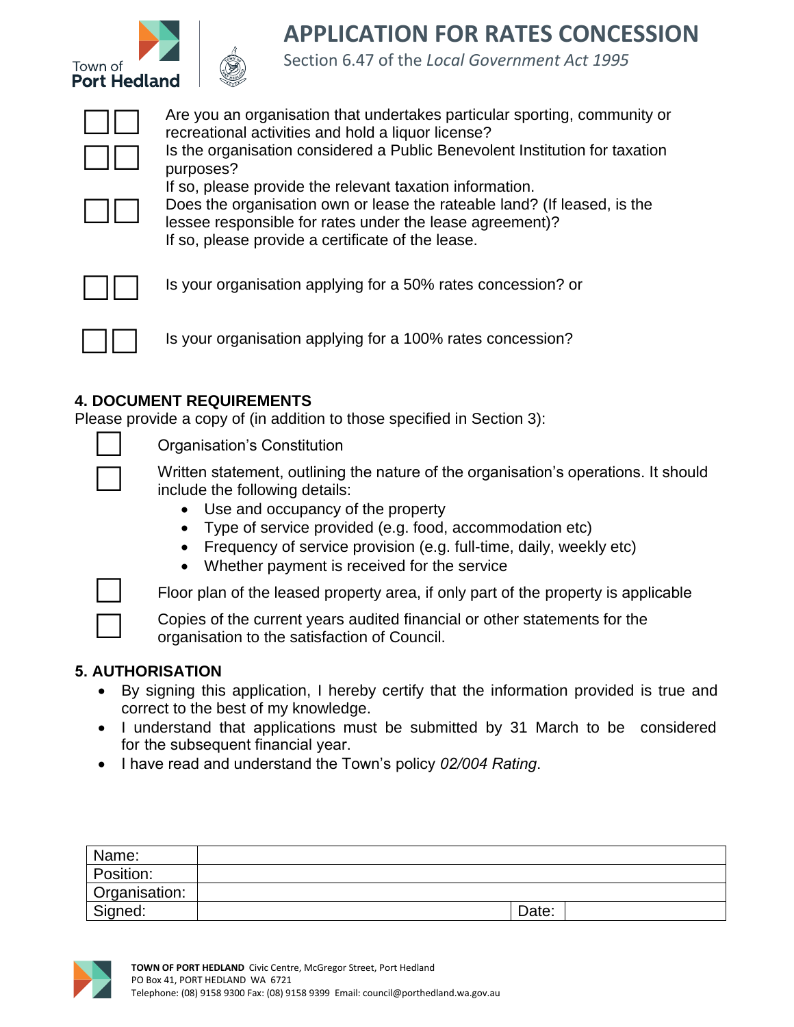# APPLICATION FOR RATES CONCESSION

Section 6.47 of the *Local Government Act 1995*

| ☐ | ☐ | Are you an organisation that undertakes particular sporting, community or recreational activities and hold a liquor license? |
|---|---|---|
| ☐ | ☐ | Is the organisation considered a Public Benevolent Institution for taxation purposes? If so, please provide the relevant taxation information. |
| ☐ | ☐ | Does the organisation own or lease the rateable land? (If leased, is the lessee responsible for rates under the lease agreement)? If so, please provide a certificate of the lease. |
| ☐ | ☐ | Is your organisation applying for a 50% rates concession? or |
| ☐ | ☐ | Is your organisation applying for a 100% rates concession? |

## 4. DOCUMENT REQUIREMENTS

Please provide a copy of (in addition to those specified in Section 3):

- ☐ Organisation's Constitution
- ☐ Written statement, outlining the nature of the organisation's operations. It should include the following details:
  - Use and occupancy of the property
  - Type of service provided (e.g. food, accommodation etc)
  - Frequency of service provision (e.g. full-time, daily, weekly etc)
  - Whether payment is received for the service
- ☐ Floor plan of the leased property area, if only part of the property is applicable
- ☐ Copies of the current years audited financial or other statements for the organisation to the satisfaction of Council.

## 5. AUTHORISATION

- By signing this application, I hereby certify that the information provided is true and correct to the best of my knowledge.
- I understand that applications must be submitted by 31 March to be considered for the subsequent financial year.
- I have read and understand the Town's policy *02/004 Rating*.

| Name: | | | |
|---|---|---|---|
| Position: | | | |
| Organisation: | | | |
| Signed: | | Date: | |

**TOWN OF PORT HEDLAND** Civic Centre, McGregor Street, Port Hedland
PO Box 41, PORT HEDLAND WA 6721
Telephone: (08) 9158 9300 Fax: (08) 9158 9399 Email: council@porthedland.wa.gov.au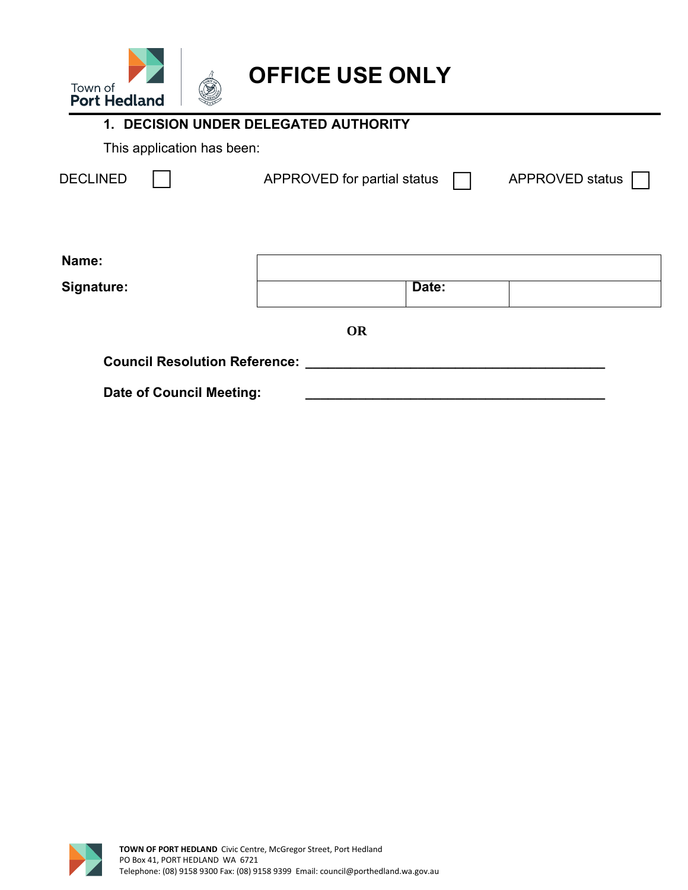# OFFICE USE ONLY

## 1. DECISION UNDER DELEGATED AUTHORITY

This application has been:

DECLINED ☐ APPROVED for partial status ☐ APPROVED status ☐

| | | | |
|---|---|---|---|
| **Name:** | | | |
| **Signature:** | | **Date:** | |

**OR**

**Council Resolution Reference:** _______________________________________

**Date of Council Meeting:** _______________________________________

**TOWN OF PORT HEDLAND** Civic Centre, McGregor Street, Port Hedland
PO Box 41, PORT HEDLAND WA 6721
Telephone: (08) 9158 9300 Fax: (08) 9158 9399 Email: council@porthedland.wa.gov.au